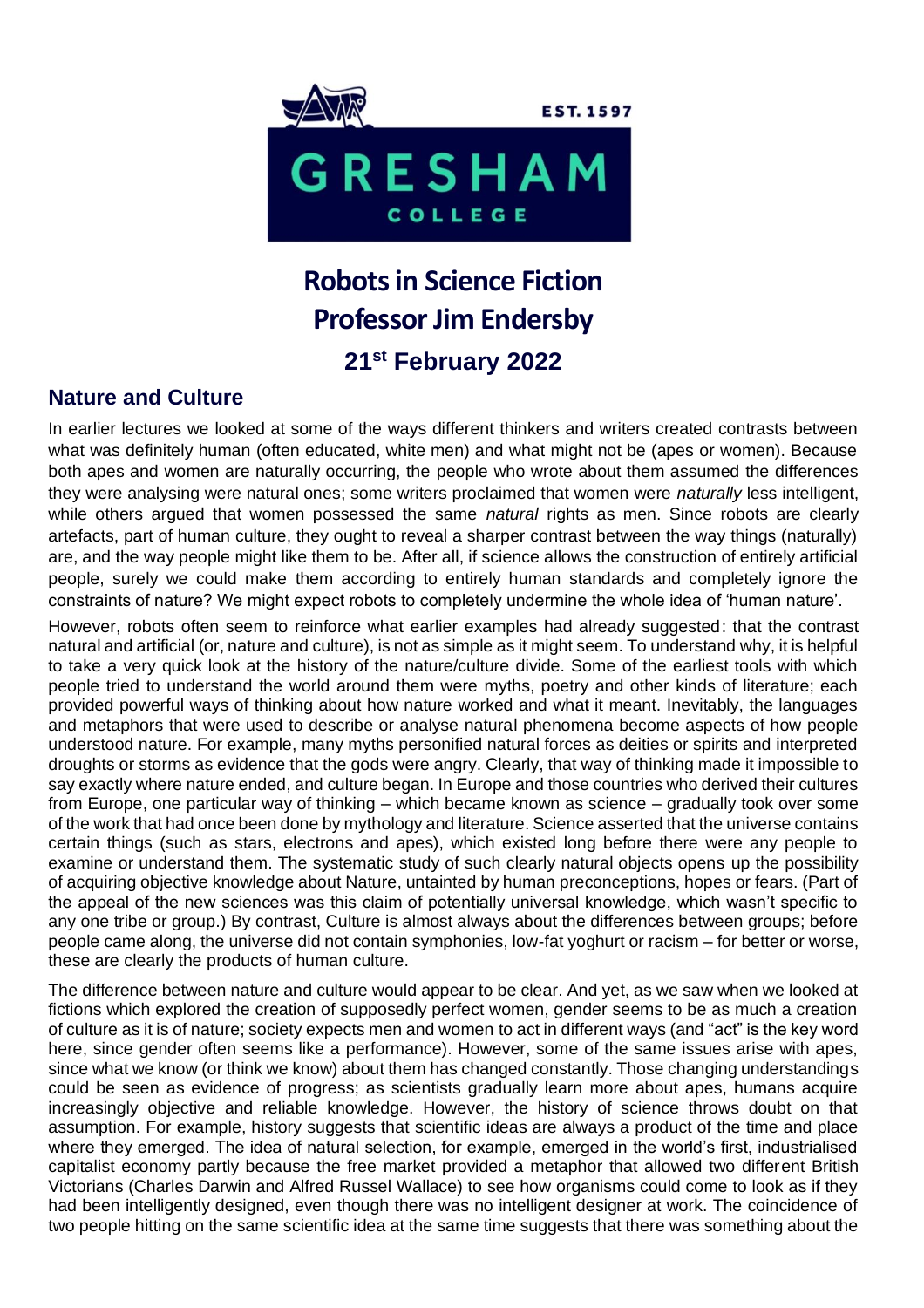# Robots in Science Fiction

# Professor Jim Endersby

# 21st February 2022

## Nature and Culture

In earlier lectures we looked at some of the ways different thinkers and writers created contrasts between what was definitely human (often educated, white men) and what might not be (apes or women). Because both apes and women are naturally occurring, the people who wrote about them assumed the differences they were analysing were natural ones; some writers proclaimed that women were *naturally* less intelligent, while others argued that women possessed the same *natural* rights as men. Since robots are clearly artefacts, part of human culture, they ought to reveal a sharper contrast between the way things (naturally) are, and the way people might like them to be. After all, if science allows the construction of entirely artificial people, surely we could make them according to entirely human standards and completely ignore the constraints of nature? We might expect robots to completely undermine the whole idea of 'human nature'.

However, robots often seem to reinforce what earlier examples had already suggested: that the contrast natural and artificial (or, nature and culture), is not as simple as it might seem. To understand why, it is helpful to take a very quick look at the history of the nature/culture divide. Some of the earliest tools with which people tried to understand the world around them were myths, poetry and other kinds of literature; each provided powerful ways of thinking about how nature worked and what it meant. Inevitably, the languages and metaphors that were used to describe or analyse natural phenomena become aspects of how people understood nature. For example, many myths personified natural forces as deities or spirits and interpreted droughts or storms as evidence that the gods were angry. Clearly, that way of thinking made it impossible to say exactly where nature ended, and culture began. In Europe and those countries who derived their cultures from Europe, one particular way of thinking – which became known as science – gradually took over some of the work that had once been done by mythology and literature. Science asserted that the universe contains certain things (such as stars, electrons and apes), which existed long before there were any people to examine or understand them. The systematic study of such clearly natural objects opens up the possibility of acquiring objective knowledge about Nature, untainted by human preconceptions, hopes or fears. (Part of the appeal of the new sciences was this claim of potentially universal knowledge, which wasn't specific to any one tribe or group.) By contrast, Culture is almost always about the differences between groups; before people came along, the universe did not contain symphonies, low-fat yoghurt or racism – for better or worse, these are clearly the products of human culture.

The difference between nature and culture would appear to be clear. And yet, as we saw when we looked at fictions which explored the creation of supposedly perfect women, gender seems to be as much a creation of culture as it is of nature; society expects men and women to act in different ways (and "act" is the key word here, since gender often seems like a performance). However, some of the same issues arise with apes, since what we know (or think we know) about them has changed constantly. Those changing understandings could be seen as evidence of progress; as scientists gradually learn more about apes, humans acquire increasingly objective and reliable knowledge. However, the history of science throws doubt on that assumption. For example, history suggests that scientific ideas are always a product of the time and place where they emerged. The idea of natural selection, for example, emerged in the world's first, industrialised capitalist economy partly because the free market provided a metaphor that allowed two different British Victorians (Charles Darwin and Alfred Russel Wallace) to see how organisms could come to look as if they had been intelligently designed, even though there was no intelligent designer at work. The coincidence of two people hitting on the same scientific idea at the same time suggests that there was something about the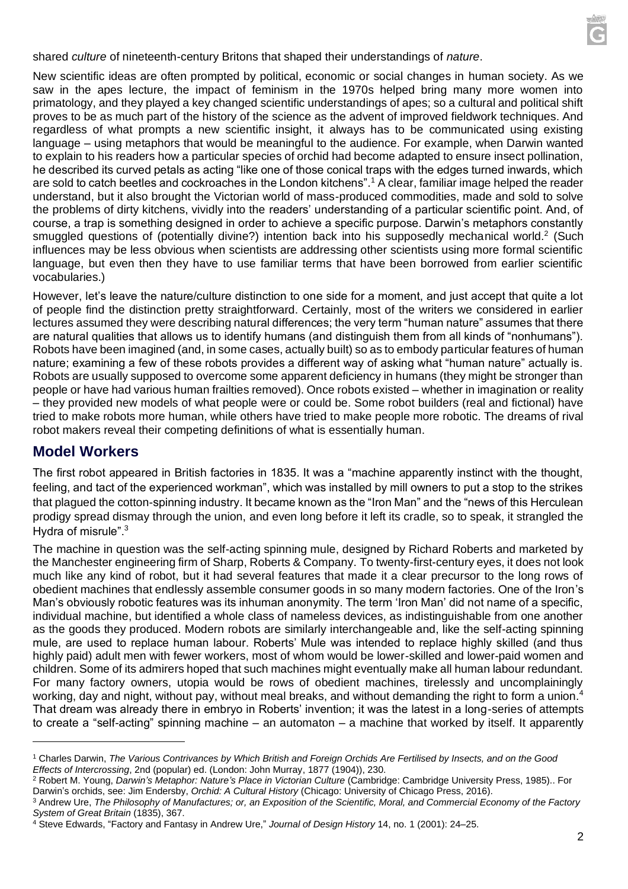shared *culture* of nineteenth-century Britons that shaped their understandings of *nature*.

New scientific ideas are often prompted by political, economic or social changes in human society. As we saw in the apes lecture, the impact of feminism in the 1970s helped bring many more women into primatology, and they played a key changed scientific understandings of apes; so a cultural and political shift proves to be as much part of the history of the science as the advent of improved fieldwork techniques. And regardless of what prompts a new scientific insight, it always has to be communicated using existing language – using metaphors that would be meaningful to the audience. For example, when Darwin wanted to explain to his readers how a particular species of orchid had become adapted to ensure insect pollination, he described its curved petals as acting "like one of those conical traps with the edges turned inwards, which are sold to catch beetles and cockroaches in the London kitchens".[1] A clear, familiar image helped the reader understand, but it also brought the Victorian world of mass-produced commodities, made and sold to solve the problems of dirty kitchens, vividly into the readers' understanding of a particular scientific point. And, of course, a trap is something designed in order to achieve a specific purpose. Darwin's metaphors constantly smuggled questions of (potentially divine?) intention back into his supposedly mechanical world.[2] (Such influences may be less obvious when scientists are addressing other scientists using more formal scientific language, but even then they have to use familiar terms that have been borrowed from earlier scientific vocabularies.)

However, let's leave the nature/culture distinction to one side for a moment, and just accept that quite a lot of people find the distinction pretty straightforward. Certainly, most of the writers we considered in earlier lectures assumed they were describing natural differences; the very term "human nature" assumes that there are natural qualities that allows us to identify humans (and distinguish them from all kinds of "nonhumans"). Robots have been imagined (and, in some cases, actually built) so as to embody particular features of human nature; examining a few of these robots provides a different way of asking what "human nature" actually is. Robots are usually supposed to overcome some apparent deficiency in humans (they might be stronger than people or have had various human frailties removed). Once robots existed – whether in imagination or reality – they provided new models of what people were or could be. Some robot builders (real and fictional) have tried to make robots more human, while others have tried to make people more robotic. The dreams of rival robot makers reveal their competing definitions of what is essentially human.

## Model Workers

The first robot appeared in British factories in 1835. It was a "machine apparently instinct with the thought, feeling, and tact of the experienced workman", which was installed by mill owners to put a stop to the strikes that plagued the cotton-spinning industry. It became known as the "Iron Man" and the "news of this Herculean prodigy spread dismay through the union, and even long before it left its cradle, so to speak, it strangled the Hydra of misrule".[3]

The machine in question was the self-acting spinning mule, designed by Richard Roberts and marketed by the Manchester engineering firm of Sharp, Roberts & Company. To twenty-first-century eyes, it does not look much like any kind of robot, but it had several features that made it a clear precursor to the long rows of obedient machines that endlessly assemble consumer goods in so many modern factories. One of the Iron's Man's obviously robotic features was its inhuman anonymity. The term 'Iron Man' did not name of a specific, individual machine, but identified a whole class of nameless devices, as indistinguishable from one another as the goods they produced. Modern robots are similarly interchangeable and, like the self-acting spinning mule, are used to replace human labour. Roberts' Mule was intended to replace highly skilled (and thus highly paid) adult men with fewer workers, most of whom would be lower-skilled and lower-paid women and children. Some of its admirers hoped that such machines might eventually make all human labour redundant. For many factory owners, utopia would be rows of obedient machines, tirelessly and uncomplainingly working, day and night, without pay, without meal breaks, and without demanding the right to form a union.[4] That dream was already there in embryo in Roberts' invention; it was the latest in a long-series of attempts to create a "self-acting" spinning machine – an automaton – a machine that worked by itself. It apparently

---

[1] Charles Darwin, *The Various Contrivances by Which British and Foreign Orchids Are Fertilised by Insects, and on the Good Effects of Intercrossing*, 2nd (popular) ed. (London: John Murray, 1877 (1904)), 230.

[2] Robert M. Young, *Darwin's Metaphor: Nature's Place in Victorian Culture* (Cambridge: Cambridge University Press, 1985).. For Darwin's orchids, see: Jim Endersby, *Orchid: A Cultural History* (Chicago: University of Chicago Press, 2016).

[3] Andrew Ure, *The Philosophy of Manufactures; or, an Exposition of the Scientific, Moral, and Commercial Economy of the Factory System of Great Britain* (1835), 367.

[4] Steve Edwards, "Factory and Fantasy in Andrew Ure," *Journal of Design History* 14, no. 1 (2001): 24–25.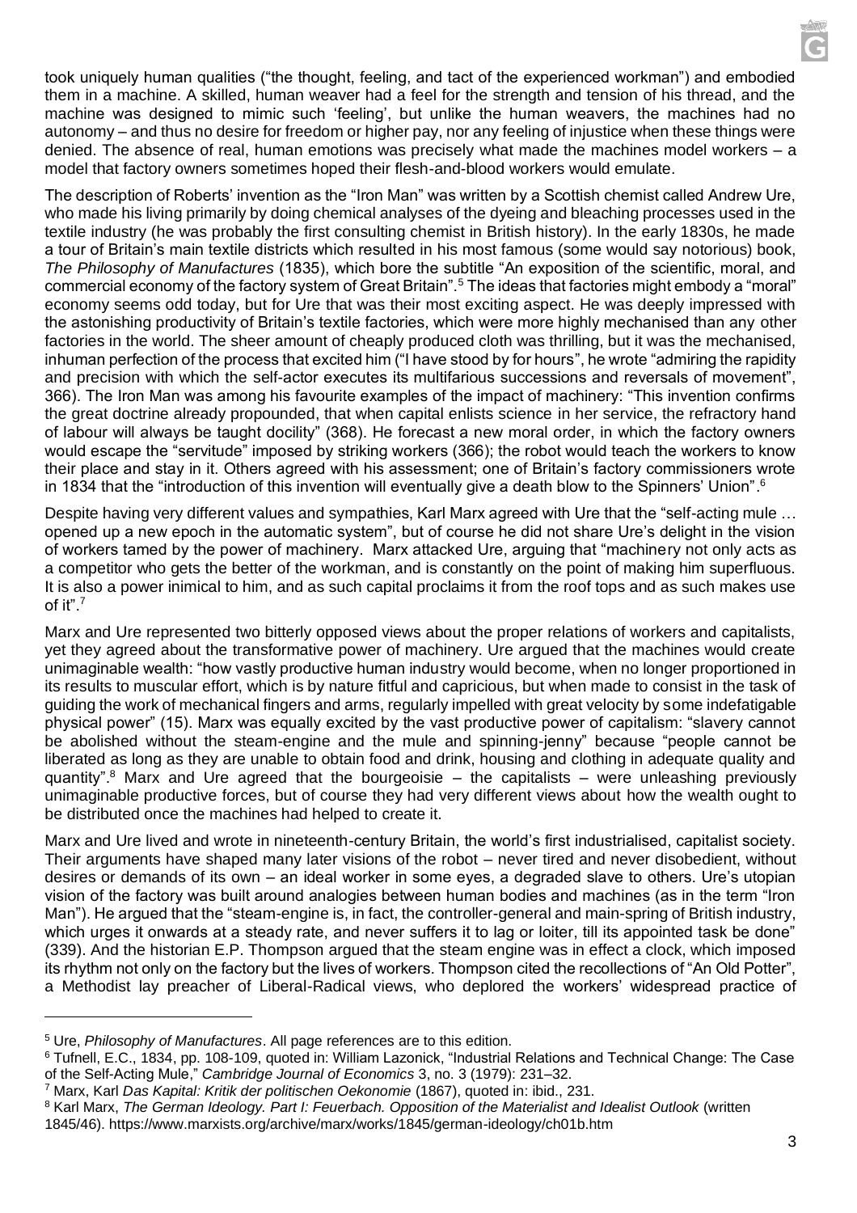took uniquely human qualities ("the thought, feeling, and tact of the experienced workman") and embodied them in a machine. A skilled, human weaver had a feel for the strength and tension of his thread, and the machine was designed to mimic such 'feeling', but unlike the human weavers, the machines had no autonomy – and thus no desire for freedom or higher pay, nor any feeling of injustice when these things were denied. The absence of real, human emotions was precisely what made the machines model workers – a model that factory owners sometimes hoped their flesh-and-blood workers would emulate.

The description of Roberts' invention as the "Iron Man" was written by a Scottish chemist called Andrew Ure, who made his living primarily by doing chemical analyses of the dyeing and bleaching processes used in the textile industry (he was probably the first consulting chemist in British history). In the early 1830s, he made a tour of Britain's main textile districts which resulted in his most famous (some would say notorious) book, *The Philosophy of Manufactures* (1835), which bore the subtitle "An exposition of the scientific, moral, and commercial economy of the factory system of Great Britain".[5] The ideas that factories might embody a "moral" economy seems odd today, but for Ure that was their most exciting aspect. He was deeply impressed with the astonishing productivity of Britain's textile factories, which were more highly mechanised than any other factories in the world. The sheer amount of cheaply produced cloth was thrilling, but it was the mechanised, inhuman perfection of the process that excited him ("I have stood by for hours", he wrote "admiring the rapidity and precision with which the self-actor executes its multifarious successions and reversals of movement", 366). The Iron Man was among his favourite examples of the impact of machinery: "This invention confirms the great doctrine already propounded, that when capital enlists science in her service, the refractory hand of labour will always be taught docility" (368). He forecast a new moral order, in which the factory owners would escape the "servitude" imposed by striking workers (366); the robot would teach the workers to know their place and stay in it. Others agreed with his assessment; one of Britain's factory commissioners wrote in 1834 that the "introduction of this invention will eventually give a death blow to the Spinners' Union".[6]

Despite having very different values and sympathies, Karl Marx agreed with Ure that the "self-acting mule … opened up a new epoch in the automatic system", but of course he did not share Ure's delight in the vision of workers tamed by the power of machinery. Marx attacked Ure, arguing that "machinery not only acts as a competitor who gets the better of the workman, and is constantly on the point of making him superfluous. It is also a power inimical to him, and as such capital proclaims it from the roof tops and as such makes use of it".[7]

Marx and Ure represented two bitterly opposed views about the proper relations of workers and capitalists, yet they agreed about the transformative power of machinery. Ure argued that the machines would create unimaginable wealth: "how vastly productive human industry would become, when no longer proportioned in its results to muscular effort, which is by nature fitful and capricious, but when made to consist in the task of guiding the work of mechanical fingers and arms, regularly impelled with great velocity by some indefatigable physical power" (15). Marx was equally excited by the vast productive power of capitalism: "slavery cannot be abolished without the steam-engine and the mule and spinning-jenny" because "people cannot be liberated as long as they are unable to obtain food and drink, housing and clothing in adequate quality and quantity".[8] Marx and Ure agreed that the bourgeoisie – the capitalists – were unleashing previously unimaginable productive forces, but of course they had very different views about how the wealth ought to be distributed once the machines had helped to create it.

Marx and Ure lived and wrote in nineteenth-century Britain, the world's first industrialised, capitalist society. Their arguments have shaped many later visions of the robot – never tired and never disobedient, without desires or demands of its own – an ideal worker in some eyes, a degraded slave to others. Ure's utopian vision of the factory was built around analogies between human bodies and machines (as in the term "Iron Man"). He argued that the "steam-engine is, in fact, the controller-general and main-spring of British industry, which urges it onwards at a steady rate, and never suffers it to lag or loiter, till its appointed task be done" (339). And the historian E.P. Thompson argued that the steam engine was in effect a clock, which imposed its rhythm not only on the factory but the lives of workers. Thompson cited the recollections of "An Old Potter", a Methodist lay preacher of Liberal-Radical views, who deplored the workers' widespread practice of

---

[5] Ure, *Philosophy of Manufactures*. All page references are to this edition.

[6] Tufnell, E.C., 1834, pp. 108-109, quoted in: William Lazonick, "Industrial Relations and Technical Change: The Case of the Self-Acting Mule," *Cambridge Journal of Economics* 3, no. 3 (1979): 231–32.

[7] Marx, Karl *Das Kapital: Kritik der politischen Oekonomie* (1867), quoted in: ibid., 231.

[8] Karl Marx, *The German Ideology. Part I: Feuerbach. Opposition of the Materialist and Idealist Outlook* (written 1845/46). https://www.marxists.org/archive/marx/works/1845/german-ideology/ch01b.htm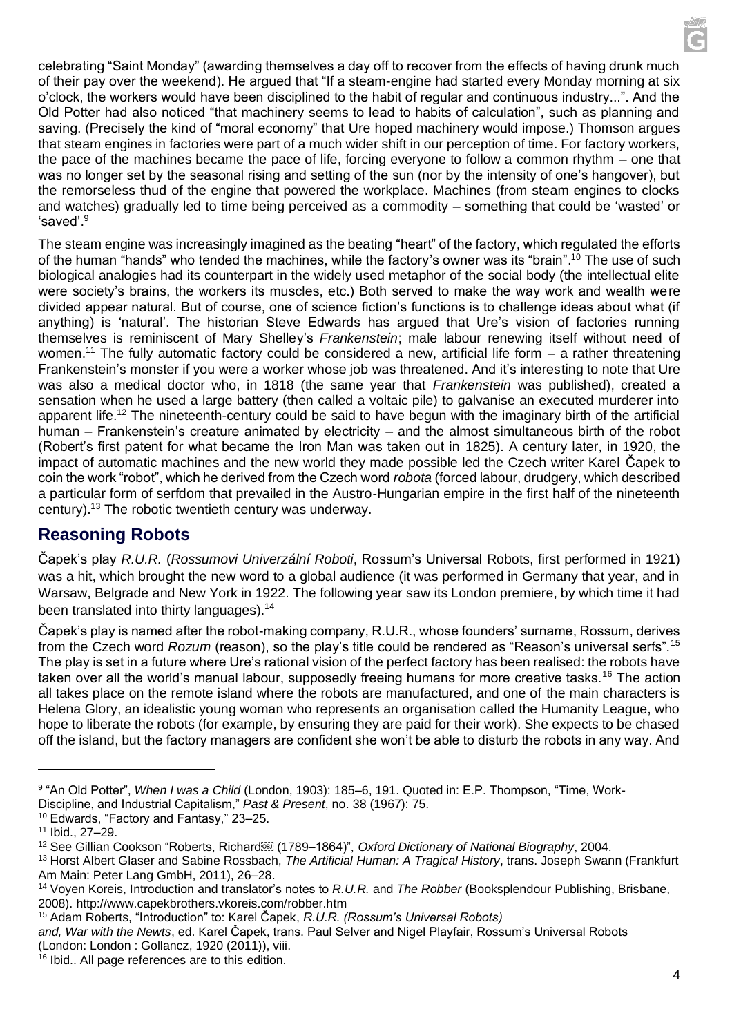celebrating "Saint Monday" (awarding themselves a day off to recover from the effects of having drunk much of their pay over the weekend). He argued that "If a steam-engine had started every Monday morning at six o'clock, the workers would have been disciplined to the habit of regular and continuous industry...". And the Old Potter had also noticed "that machinery seems to lead to habits of calculation", such as planning and saving. (Precisely the kind of "moral economy" that Ure hoped machinery would impose.) Thomson argues that steam engines in factories were part of a much wider shift in our perception of time. For factory workers, the pace of the machines became the pace of life, forcing everyone to follow a common rhythm – one that was no longer set by the seasonal rising and setting of the sun (nor by the intensity of one's hangover), but the remorseless thud of the engine that powered the workplace. Machines (from steam engines to clocks and watches) gradually led to time being perceived as a commodity – something that could be 'wasted' or 'saved'.[9]

The steam engine was increasingly imagined as the beating "heart" of the factory, which regulated the efforts of the human "hands" who tended the machines, while the factory's owner was its "brain".[10] The use of such biological analogies had its counterpart in the widely used metaphor of the social body (the intellectual elite were society's brains, the workers its muscles, etc.) Both served to make the way work and wealth were divided appear natural. But of course, one of science fiction's functions is to challenge ideas about what (if anything) is 'natural'. The historian Steve Edwards has argued that Ure's vision of factories running themselves is reminiscent of Mary Shelley's *Frankenstein*; male labour renewing itself without need of women.[11] The fully automatic factory could be considered a new, artificial life form – a rather threatening Frankenstein's monster if you were a worker whose job was threatened. And it's interesting to note that Ure was also a medical doctor who, in 1818 (the same year that *Frankenstein* was published), created a sensation when he used a large battery (then called a voltaic pile) to galvanise an executed murderer into apparent life.[12] The nineteenth-century could be said to have begun with the imaginary birth of the artificial human – Frankenstein's creature animated by electricity – and the almost simultaneous birth of the robot (Robert's first patent for what became the Iron Man was taken out in 1825). A century later, in 1920, the impact of automatic machines and the new world they made possible led the Czech writer Karel Čapek to coin the work "robot", which he derived from the Czech word *robota* (forced labour, drudgery, which described a particular form of serfdom that prevailed in the Austro-Hungarian empire in the first half of the nineteenth century).[13] The robotic twentieth century was underway.

## Reasoning Robots

Čapek's play *R.U.R.* (*Rossumovi Univerzální Roboti*, Rossum's Universal Robots, first performed in 1921) was a hit, which brought the new word to a global audience (it was performed in Germany that year, and in Warsaw, Belgrade and New York in 1922. The following year saw its London premiere, by which time it had been translated into thirty languages).[14]

Čapek's play is named after the robot-making company, R.U.R., whose founders' surname, Rossum, derives from the Czech word *Rozum* (reason), so the play's title could be rendered as "Reason's universal serfs".[15] The play is set in a future where Ure's rational vision of the perfect factory has been realised: the robots have taken over all the world's manual labour, supposedly freeing humans for more creative tasks.[16] The action all takes place on the remote island where the robots are manufactured, and one of the main characters is Helena Glory, an idealistic young woman who represents an organisation called the Humanity League, who hope to liberate the robots (for example, by ensuring they are paid for their work). She expects to be chased off the island, but the factory managers are confident she won't be able to disturb the robots in any way. And

---

[9] "An Old Potter", *When I was a Child* (London, 1903): 185–6, 191. Quoted in: E.P. Thompson, "Time, Work-Discipline, and Industrial Capitalism," *Past & Present*, no. 38 (1967): 75.

[10] Edwards, "Factory and Fantasy," 23–25.

[11] Ibid., 27–29.

[12] See Gillian Cookson "Roberts, Richard (1789–1864)", *Oxford Dictionary of National Biography*, 2004.

[13] Horst Albert Glaser and Sabine Rossbach, *The Artificial Human: A Tragical History*, trans. Joseph Swann (Frankfurt Am Main: Peter Lang GmbH, 2011), 26–28.

[14] Voyen Koreis, Introduction and translator's notes to *R.U.R.* and *The Robber* (Booksplendour Publishing, Brisbane, 2008). http://www.capekbrothers.vkoreis.com/robber.htm

[15] Adam Roberts, "Introduction" to: Karel Čapek, *R.U.R. (Rossum's Universal Robots) and, War with the Newts*, ed. Karel Čapek, trans. Paul Selver and Nigel Playfair, Rossum's Universal Robots (London: London : Gollancz, 1920 (2011)), viii.

[16] Ibid.. All page references are to this edition.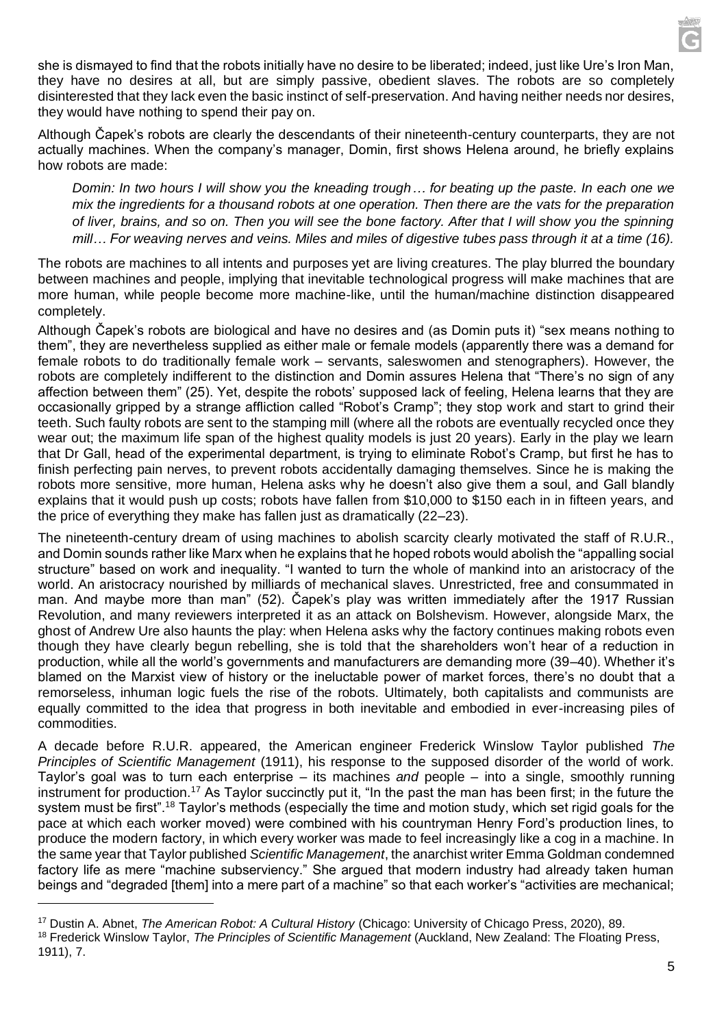she is dismayed to find that the robots initially have no desire to be liberated; indeed, just like Ure's Iron Man, they have no desires at all, but are simply passive, obedient slaves. The robots are so completely disinterested that they lack even the basic instinct of self-preservation. And having neither needs nor desires, they would have nothing to spend their pay on.

Although Čapek's robots are clearly the descendants of their nineteenth-century counterparts, they are not actually machines. When the company's manager, Domin, first shows Helena around, he briefly explains how robots are made:

> *Domin: In two hours I will show you the kneading trough… for beating up the paste. In each one we mix the ingredients for a thousand robots at one operation. Then there are the vats for the preparation of liver, brains, and so on. Then you will see the bone factory. After that I will show you the spinning mill… For weaving nerves and veins. Miles and miles of digestive tubes pass through it at a time (16).*

The robots are machines to all intents and purposes yet are living creatures. The play blurred the boundary between machines and people, implying that inevitable technological progress will make machines that are more human, while people become more machine-like, until the human/machine distinction disappeared completely.

Although Čapek's robots are biological and have no desires and (as Domin puts it) "sex means nothing to them", they are nevertheless supplied as either male or female models (apparently there was a demand for female robots to do traditionally female work – servants, saleswomen and stenographers). However, the robots are completely indifferent to the distinction and Domin assures Helena that "There's no sign of any affection between them" (25). Yet, despite the robots' supposed lack of feeling, Helena learns that they are occasionally gripped by a strange affliction called "Robot's Cramp"; they stop work and start to grind their teeth. Such faulty robots are sent to the stamping mill (where all the robots are eventually recycled once they wear out; the maximum life span of the highest quality models is just 20 years). Early in the play we learn that Dr Gall, head of the experimental department, is trying to eliminate Robot's Cramp, but first he has to finish perfecting pain nerves, to prevent robots accidentally damaging themselves. Since he is making the robots more sensitive, more human, Helena asks why he doesn't also give them a soul, and Gall blandly explains that it would push up costs; robots have fallen from $10,000 to $150 each in in fifteen years, and the price of everything they make has fallen just as dramatically (22–23).

The nineteenth-century dream of using machines to abolish scarcity clearly motivated the staff of R.U.R., and Domin sounds rather like Marx when he explains that he hoped robots would abolish the "appalling social structure" based on work and inequality. "I wanted to turn the whole of mankind into an aristocracy of the world. An aristocracy nourished by milliards of mechanical slaves. Unrestricted, free and consummated in man. And maybe more than man" (52). Čapek's play was written immediately after the 1917 Russian Revolution, and many reviewers interpreted it as an attack on Bolshevism. However, alongside Marx, the ghost of Andrew Ure also haunts the play: when Helena asks why the factory continues making robots even though they have clearly begun rebelling, she is told that the shareholders won't hear of a reduction in production, while all the world's governments and manufacturers are demanding more (39–40). Whether it's blamed on the Marxist view of history or the ineluctable power of market forces, there's no doubt that a remorseless, inhuman logic fuels the rise of the robots. Ultimately, both capitalists and communists are equally committed to the idea that progress in both inevitable and embodied in ever-increasing piles of commodities.

A decade before R.U.R. appeared, the American engineer Frederick Winslow Taylor published *The Principles of Scientific Management* (1911), his response to the supposed disorder of the world of work. Taylor's goal was to turn each enterprise – its machines *and* people – into a single, smoothly running instrument for production.[17] As Taylor succinctly put it, "In the past the man has been first; in the future the system must be first".[18] Taylor's methods (especially the time and motion study, which set rigid goals for the pace at which each worker moved) were combined with his countryman Henry Ford's production lines, to produce the modern factory, in which every worker was made to feel increasingly like a cog in a machine. In the same year that Taylor published *Scientific Management*, the anarchist writer Emma Goldman condemned factory life as mere "machine subserviency." She argued that modern industry had already taken human beings and "degraded [them] into a mere part of a machine" so that each worker's "activities are mechanical;

---

[17] Dustin A. Abnet, *The American Robot: A Cultural History* (Chicago: University of Chicago Press, 2020), 89.

[18] Frederick Winslow Taylor, *The Principles of Scientific Management* (Auckland, New Zealand: The Floating Press, 1911), 7.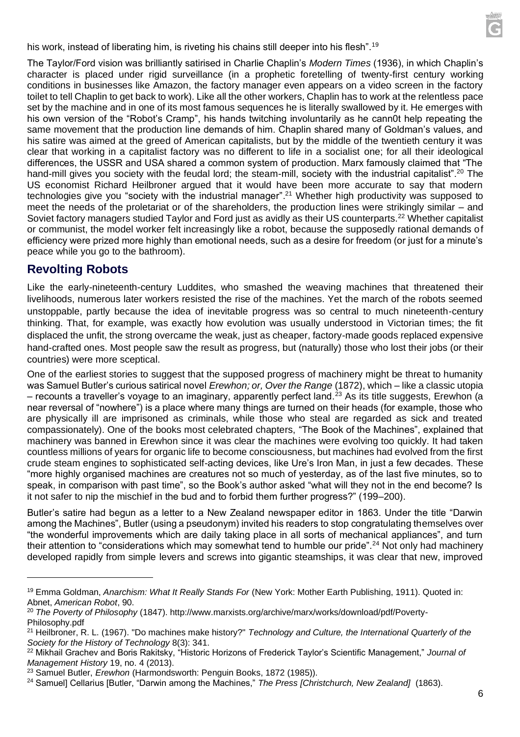his work, instead of liberating him, is riveting his chains still deeper into his flesh".[19]

The Taylor/Ford vision was brilliantly satirised in Charlie Chaplin's *Modern Times* (1936), in which Chaplin's character is placed under rigid surveillance (in a prophetic foretelling of twenty-first century working conditions in businesses like Amazon, the factory manager even appears on a video screen in the factory toilet to tell Chaplin to get back to work). Like all the other workers, Chaplin has to work at the relentless pace set by the machine and in one of its most famous sequences he is literally swallowed by it. He emerges with his own version of the "Robot's Cramp", his hands twitching involuntarily as he cann0t help repeating the same movement that the production line demands of him. Chaplin shared many of Goldman's values, and his satire was aimed at the greed of American capitalists, but by the middle of the twentieth century it was clear that working in a capitalist factory was no different to life in a socialist one; for all their ideological differences, the USSR and USA shared a common system of production. Marx famously claimed that "The hand-mill gives you society with the feudal lord; the steam-mill, society with the industrial capitalist".[20] The US economist Richard Heilbroner argued that it would have been more accurate to say that modern technologies give you "society with the industrial manager".[21] Whether high productivity was supposed to meet the needs of the proletariat or of the shareholders, the production lines were strikingly similar – and Soviet factory managers studied Taylor and Ford just as avidly as their US counterparts.[22] Whether capitalist or communist, the model worker felt increasingly like a robot, because the supposedly rational demands of efficiency were prized more highly than emotional needs, such as a desire for freedom (or just for a minute's peace while you go to the bathroom).

## Revolting Robots

Like the early-nineteenth-century Luddites, who smashed the weaving machines that threatened their livelihoods, numerous later workers resisted the rise of the machines. Yet the march of the robots seemed unstoppable, partly because the idea of inevitable progress was so central to much nineteenth-century thinking. That, for example, was exactly how evolution was usually understood in Victorian times; the fit displaced the unfit, the strong overcame the weak, just as cheaper, factory-made goods replaced expensive hand-crafted ones. Most people saw the result as progress, but (naturally) those who lost their jobs (or their countries) were more sceptical.

One of the earliest stories to suggest that the supposed progress of machinery might be threat to humanity was Samuel Butler's curious satirical novel *Erewhon; or, Over the Range* (1872), which – like a classic utopia – recounts a traveller's voyage to an imaginary, apparently perfect land.[23] As its title suggests, Erewhon (a near reversal of "nowhere") is a place where many things are turned on their heads (for example, those who are physically ill are imprisoned as criminals, while those who steal are regarded as sick and treated compassionately). One of the books most celebrated chapters, "The Book of the Machines", explained that machinery was banned in Erewhon since it was clear the machines were evolving too quickly. It had taken countless millions of years for organic life to become consciousness, but machines had evolved from the first crude steam engines to sophisticated self-acting devices, like Ure's Iron Man, in just a few decades. These "more highly organised machines are creatures not so much of yesterday, as of the last five minutes, so to speak, in comparison with past time", so the Book's author asked "what will they not in the end become? Is it not safer to nip the mischief in the bud and to forbid them further progress?" (199–200).

Butler's satire had begun as a letter to a New Zealand newspaper editor in 1863. Under the title "Darwin among the Machines", Butler (using a pseudonym) invited his readers to stop congratulating themselves over "the wonderful improvements which are daily taking place in all sorts of mechanical appliances", and turn their attention to "considerations which may somewhat tend to humble our pride".[24] Not only had machinery developed rapidly from simple levers and screws into gigantic steamships, it was clear that new, improved

---

[19] Emma Goldman, *Anarchism: What It Really Stands For* (New York: Mother Earth Publishing, 1911). Quoted in: Abnet, *American Robot*, 90.

[20] *The Poverty of Philosophy* (1847). http://www.marxists.org/archive/marx/works/download/pdf/Poverty-Philosophy.pdf

[21] Heilbroner, R. L. (1967). "Do machines make history?" *Technology and Culture, the International Quarterly of the Society for the History of Technology* 8(3): 341.

[22] Mikhail Grachev and Boris Rakitsky, "Historic Horizons of Frederick Taylor's Scientific Management," *Journal of Management History* 19, no. 4 (2013).

[23] Samuel Butler, *Erewhon* (Harmondsworth: Penguin Books, 1872 (1985)).

[24] Samuel] Cellarius [Butler, "Darwin among the Machines," *The Press [Christchurch, New Zealand]* (1863).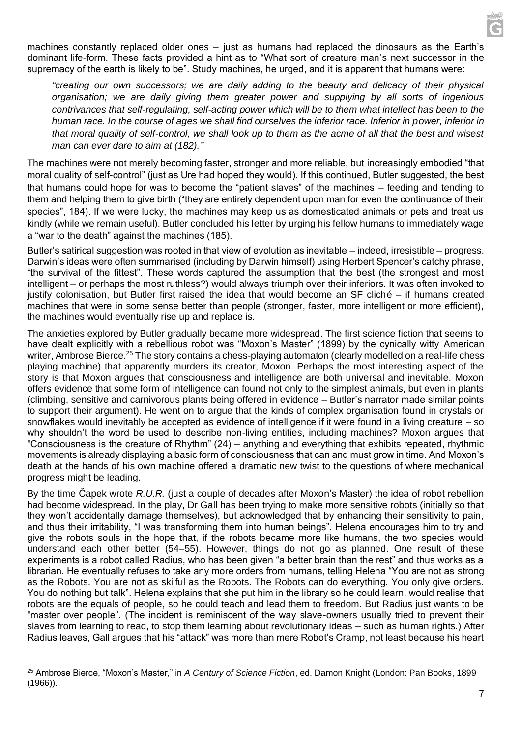machines constantly replaced older ones – just as humans had replaced the dinosaurs as the Earth's dominant life-form. These facts provided a hint as to "What sort of creature man's next successor in the supremacy of the earth is likely to be". Study machines, he urged, and it is apparent that humans were:

> *"creating our own successors; we are daily adding to the beauty and delicacy of their physical organisation; we are daily giving them greater power and supplying by all sorts of ingenious contrivances that self-regulating, self-acting power which will be to them what intellect has been to the human race. In the course of ages we shall find ourselves the inferior race. Inferior in power, inferior in that moral quality of self-control, we shall look up to them as the acme of all that the best and wisest man can ever dare to aim at (182)."*

The machines were not merely becoming faster, stronger and more reliable, but increasingly embodied "that moral quality of self-control" (just as Ure had hoped they would). If this continued, Butler suggested, the best that humans could hope for was to become the "patient slaves" of the machines – feeding and tending to them and helping them to give birth ("they are entirely dependent upon man for even the continuance of their species", 184). If we were lucky, the machines may keep us as domesticated animals or pets and treat us kindly (while we remain useful). Butler concluded his letter by urging his fellow humans to immediately wage a "war to the death" against the machines (185).

Butler's satirical suggestion was rooted in that view of evolution as inevitable – indeed, irresistible – progress. Darwin's ideas were often summarised (including by Darwin himself) using Herbert Spencer's catchy phrase, "the survival of the fittest". These words captured the assumption that the best (the strongest and most intelligent – or perhaps the most ruthless?) would always triumph over their inferiors. It was often invoked to justify colonisation, but Butler first raised the idea that would become an SF cliché – if humans created machines that were in some sense better than people (stronger, faster, more intelligent or more efficient), the machines would eventually rise up and replace is.

The anxieties explored by Butler gradually became more widespread. The first science fiction that seems to have dealt explicitly with a rebellious robot was "Moxon's Master" (1899) by the cynically witty American writer, Ambrose Bierce.[25] The story contains a chess-playing automaton (clearly modelled on a real-life chess playing machine) that apparently murders its creator, Moxon. Perhaps the most interesting aspect of the story is that Moxon argues that consciousness and intelligence are both universal and inevitable. Moxon offers evidence that some form of intelligence can found not only to the simplest animals, but even in plants (climbing, sensitive and carnivorous plants being offered in evidence – Butler's narrator made similar points to support their argument). He went on to argue that the kinds of complex organisation found in crystals or snowflakes would inevitably be accepted as evidence of intelligence if it were found in a living creature – so why shouldn't the word be used to describe non-living entities, including machines? Moxon argues that "Consciousness is the creature of Rhythm" (24) – anything and everything that exhibits repeated, rhythmic movements is already displaying a basic form of consciousness that can and must grow in time. And Moxon's death at the hands of his own machine offered a dramatic new twist to the questions of where mechanical progress might be leading.

By the time Čapek wrote *R.U.R.* (just a couple of decades after Moxon's Master) the idea of robot rebellion had become widespread. In the play, Dr Gall has been trying to make more sensitive robots (initially so that they won't accidentally damage themselves), but acknowledged that by enhancing their sensitivity to pain, and thus their irritability, "I was transforming them into human beings". Helena encourages him to try and give the robots souls in the hope that, if the robots became more like humans, the two species would understand each other better (54–55). However, things do not go as planned. One result of these experiments is a robot called Radius, who has been given "a better brain than the rest" and thus works as a librarian. He eventually refuses to take any more orders from humans, telling Helena "You are not as strong as the Robots. You are not as skilful as the Robots. The Robots can do everything. You only give orders. You do nothing but talk". Helena explains that she put him in the library so he could learn, would realise that robots are the equals of people, so he could teach and lead them to freedom. But Radius just wants to be "master over people". (The incident is reminiscent of the way slave-owners usually tried to prevent their slaves from learning to read, to stop them learning about revolutionary ideas – such as human rights.) After Radius leaves, Gall argues that his "attack" was more than mere Robot's Cramp, not least because his heart

[25] Ambrose Bierce, "Moxon's Master," in *A Century of Science Fiction*, ed. Damon Knight (London: Pan Books, 1899 (1966)).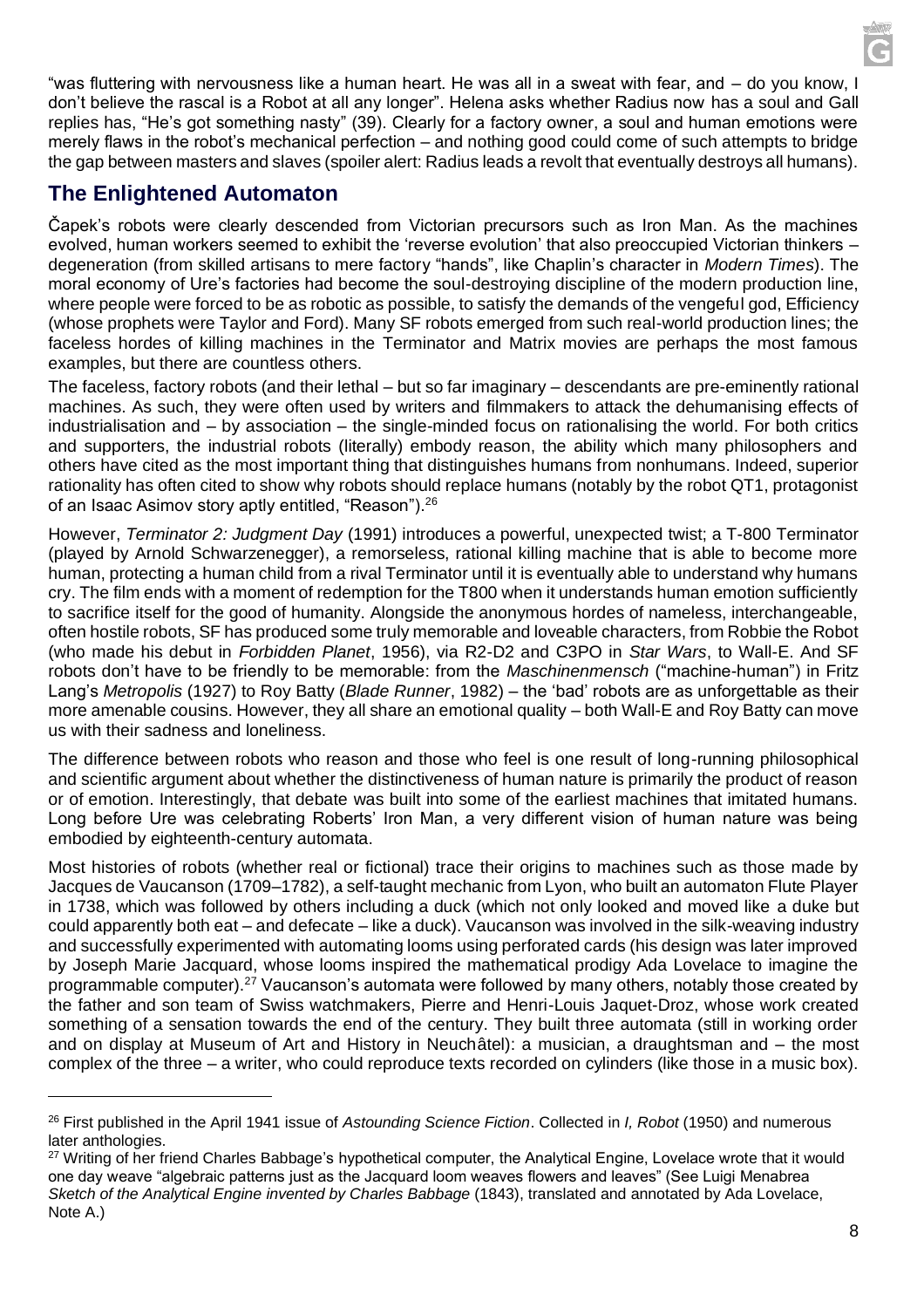"was fluttering with nervousness like a human heart. He was all in a sweat with fear, and – do you know, I don't believe the rascal is a Robot at all any longer". Helena asks whether Radius now has a soul and Gall replies has, "He's got something nasty" (39). Clearly for a factory owner, a soul and human emotions were merely flaws in the robot's mechanical perfection – and nothing good could come of such attempts to bridge the gap between masters and slaves (spoiler alert: Radius leads a revolt that eventually destroys all humans).

## The Enlightened Automaton

Čapek's robots were clearly descended from Victorian precursors such as Iron Man. As the machines evolved, human workers seemed to exhibit the 'reverse evolution' that also preoccupied Victorian thinkers – degeneration (from skilled artisans to mere factory "hands", like Chaplin's character in *Modern Times*). The moral economy of Ure's factories had become the soul-destroying discipline of the modern production line, where people were forced to be as robotic as possible, to satisfy the demands of the vengeful god, Efficiency (whose prophets were Taylor and Ford). Many SF robots emerged from such real-world production lines; the faceless hordes of killing machines in the Terminator and Matrix movies are perhaps the most famous examples, but there are countless others.

The faceless, factory robots (and their lethal – but so far imaginary – descendants are pre-eminently rational machines. As such, they were often used by writers and filmmakers to attack the dehumanising effects of industrialisation and – by association – the single-minded focus on rationalising the world. For both critics and supporters, the industrial robots (literally) embody reason, the ability which many philosophers and others have cited as the most important thing that distinguishes humans from nonhumans. Indeed, superior rationality has often cited to show why robots should replace humans (notably by the robot QT1, protagonist of an Isaac Asimov story aptly entitled, "Reason").[26]

However, *Terminator 2: Judgment Day* (1991) introduces a powerful, unexpected twist; a T-800 Terminator (played by Arnold Schwarzenegger), a remorseless, rational killing machine that is able to become more human, protecting a human child from a rival Terminator until it is eventually able to understand why humans cry. The film ends with a moment of redemption for the T800 when it understands human emotion sufficiently to sacrifice itself for the good of humanity. Alongside the anonymous hordes of nameless, interchangeable, often hostile robots, SF has produced some truly memorable and loveable characters, from Robbie the Robot (who made his debut in *Forbidden Planet*, 1956), via R2-D2 and C3PO in *Star Wars*, to Wall-E. And SF robots don't have to be friendly to be memorable: from the *Maschinenmensch* ("machine-human") in Fritz Lang's *Metropolis* (1927) to Roy Batty (*Blade Runner*, 1982) – the 'bad' robots are as unforgettable as their more amenable cousins. However, they all share an emotional quality – both Wall-E and Roy Batty can move us with their sadness and loneliness.

The difference between robots who reason and those who feel is one result of long-running philosophical and scientific argument about whether the distinctiveness of human nature is primarily the product of reason or of emotion. Interestingly, that debate was built into some of the earliest machines that imitated humans. Long before Ure was celebrating Roberts' Iron Man, a very different vision of human nature was being embodied by eighteenth-century automata.

Most histories of robots (whether real or fictional) trace their origins to machines such as those made by Jacques de Vaucanson (1709–1782), a self-taught mechanic from Lyon, who built an automaton Flute Player in 1738, which was followed by others including a duck (which not only looked and moved like a duke but could apparently both eat – and defecate – like a duck). Vaucanson was involved in the silk-weaving industry and successfully experimented with automating looms using perforated cards (his design was later improved by Joseph Marie Jacquard, whose looms inspired the mathematical prodigy Ada Lovelace to imagine the programmable computer).[27] Vaucanson's automata were followed by many others, notably those created by the father and son team of Swiss watchmakers, Pierre and Henri-Louis Jaquet-Droz, whose work created something of a sensation towards the end of the century. They built three automata (still in working order and on display at Museum of Art and History in Neuchâtel): a musician, a draughtsman and – the most complex of the three – a writer, who could reproduce texts recorded on cylinders (like those in a music box).

---

[26] First published in the April 1941 issue of *Astounding Science Fiction*. Collected in *I, Robot* (1950) and numerous later anthologies.

[27] Writing of her friend Charles Babbage's hypothetical computer, the Analytical Engine, Lovelace wrote that it would one day weave "algebraic patterns just as the Jacquard loom weaves flowers and leaves" (See Luigi Menabrea *Sketch of the Analytical Engine invented by Charles Babbage* (1843), translated and annotated by Ada Lovelace, Note A.)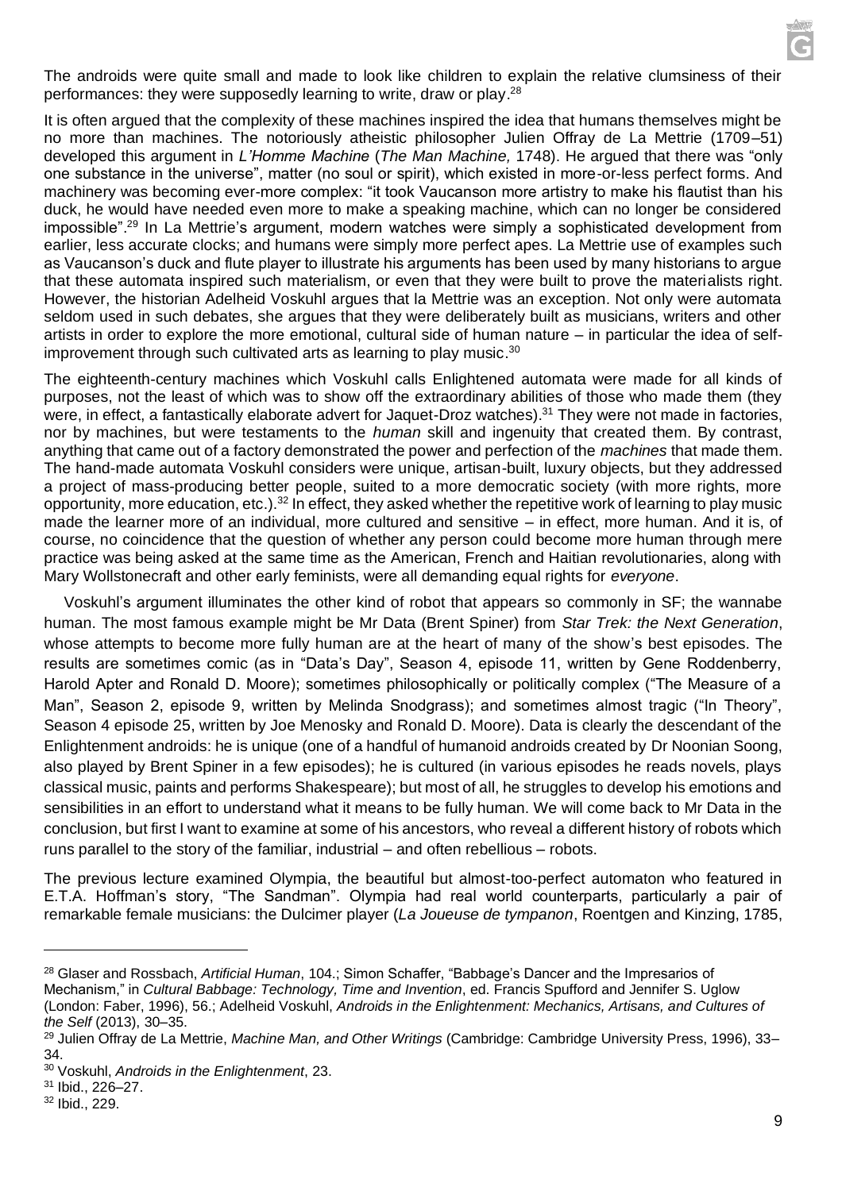The androids were quite small and made to look like children to explain the relative clumsiness of their performances: they were supposedly learning to write, draw or play.[28]

It is often argued that the complexity of these machines inspired the idea that humans themselves might be no more than machines. The notoriously atheistic philosopher Julien Offray de La Mettrie (1709–51) developed this argument in *L'Homme Machine* (*The Man Machine,* 1748). He argued that there was "only one substance in the universe", matter (no soul or spirit), which existed in more-or-less perfect forms. And machinery was becoming ever-more complex: "it took Vaucanson more artistry to make his flautist than his duck, he would have needed even more to make a speaking machine, which can no longer be considered impossible".[29] In La Mettrie's argument, modern watches were simply a sophisticated development from earlier, less accurate clocks; and humans were simply more perfect apes. La Mettrie use of examples such as Vaucanson's duck and flute player to illustrate his arguments has been used by many historians to argue that these automata inspired such materialism, or even that they were built to prove the materialists right. However, the historian Adelheid Voskuhl argues that la Mettrie was an exception. Not only were automata seldom used in such debates, she argues that they were deliberately built as musicians, writers and other artists in order to explore the more emotional, cultural side of human nature – in particular the idea of self-improvement through such cultivated arts as learning to play music.[30]

The eighteenth-century machines which Voskuhl calls Enlightened automata were made for all kinds of purposes, not the least of which was to show off the extraordinary abilities of those who made them (they were, in effect, a fantastically elaborate advert for Jaquet-Droz watches).[31] They were not made in factories, nor by machines, but were testaments to the *human* skill and ingenuity that created them. By contrast, anything that came out of a factory demonstrated the power and perfection of the *machines* that made them. The hand-made automata Voskuhl considers were unique, artisan-built, luxury objects, but they addressed a project of mass-producing better people, suited to a more democratic society (with more rights, more opportunity, more education, etc.).[32] In effect, they asked whether the repetitive work of learning to play music made the learner more of an individual, more cultured and sensitive – in effect, more human. And it is, of course, no coincidence that the question of whether any person could become more human through mere practice was being asked at the same time as the American, French and Haitian revolutionaries, along with Mary Wollstonecraft and other early feminists, were all demanding equal rights for *everyone*.

Voskuhl's argument illuminates the other kind of robot that appears so commonly in SF; the wannabe human. The most famous example might be Mr Data (Brent Spiner) from *Star Trek: the Next Generation*, whose attempts to become more fully human are at the heart of many of the show's best episodes. The results are sometimes comic (as in "Data's Day", Season 4, episode 11, written by Gene Roddenberry, Harold Apter and Ronald D. Moore); sometimes philosophically or politically complex ("The Measure of a Man", Season 2, episode 9, written by Melinda Snodgrass); and sometimes almost tragic ("In Theory", Season 4 episode 25, written by Joe Menosky and Ronald D. Moore). Data is clearly the descendant of the Enlightenment androids: he is unique (one of a handful of humanoid androids created by Dr Noonian Soong, also played by Brent Spiner in a few episodes); he is cultured (in various episodes he reads novels, plays classical music, paints and performs Shakespeare); but most of all, he struggles to develop his emotions and sensibilities in an effort to understand what it means to be fully human. We will come back to Mr Data in the conclusion, but first I want to examine at some of his ancestors, who reveal a different history of robots which runs parallel to the story of the familiar, industrial – and often rebellious – robots.

The previous lecture examined Olympia, the beautiful but almost-too-perfect automaton who featured in E.T.A. Hoffman's story, "The Sandman". Olympia had real world counterparts, particularly a pair of remarkable female musicians: the Dulcimer player (*La Joueuse de tympanon*, Roentgen and Kinzing, 1785,

---

[28] Glaser and Rossbach, *Artificial Human*, 104.; Simon Schaffer, "Babbage's Dancer and the Impresarios of Mechanism," in *Cultural Babbage: Technology, Time and Invention*, ed. Francis Spufford and Jennifer S. Uglow (London: Faber, 1996), 56.; Adelheid Voskuhl, *Androids in the Enlightenment: Mechanics, Artisans, and Cultures of the Self* (2013), 30–35.

[29] Julien Offray de La Mettrie, *Machine Man, and Other Writings* (Cambridge: Cambridge University Press, 1996), 33–34.

[30] Voskuhl, *Androids in the Enlightenment*, 23.

[31] Ibid., 226–27.

[32] Ibid., 229.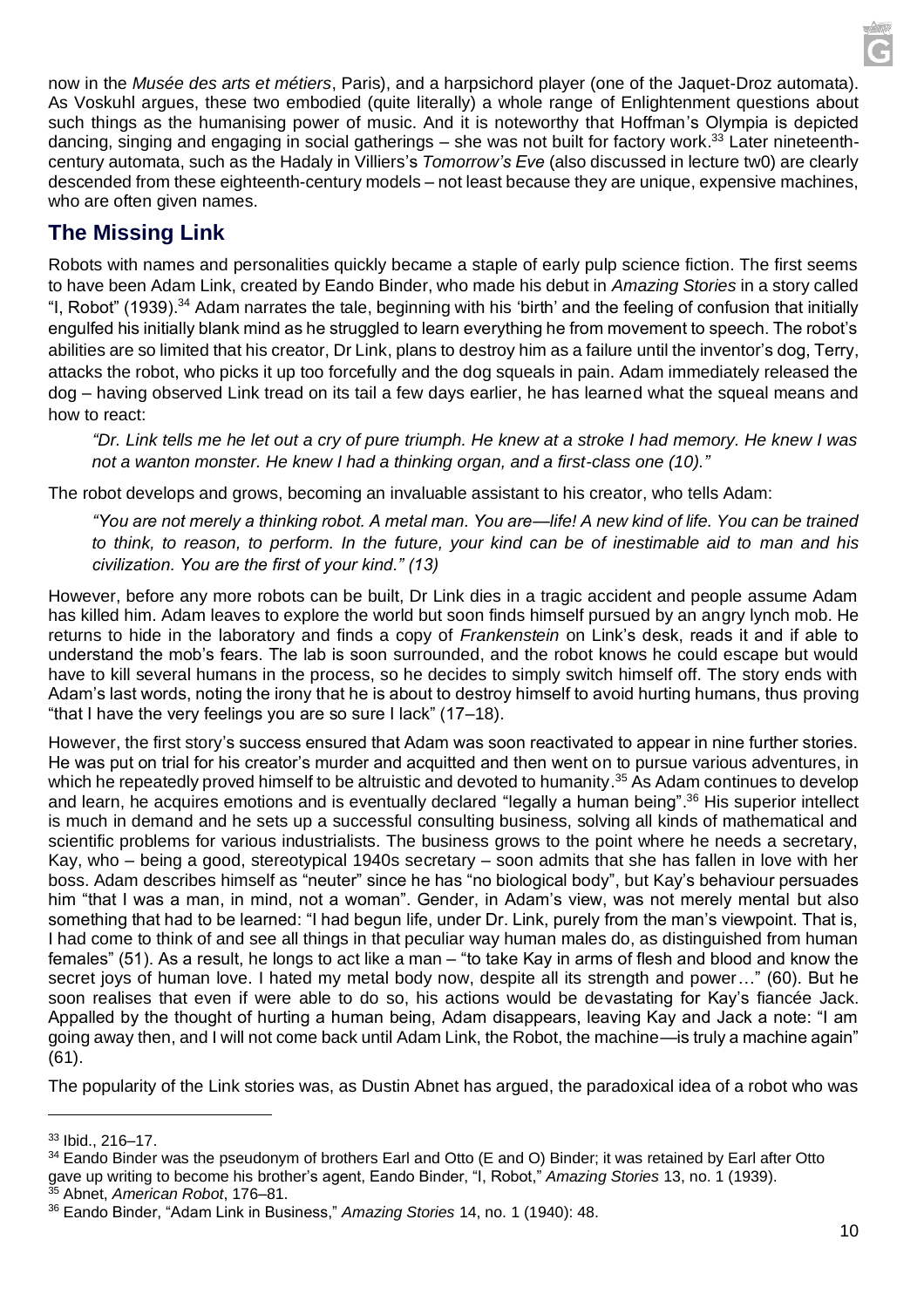now in the *Musée des arts et métiers*, Paris), and a harpsichord player (one of the Jaquet-Droz automata). As Voskuhl argues, these two embodied (quite literally) a whole range of Enlightenment questions about such things as the humanising power of music. And it is noteworthy that Hoffman's Olympia is depicted dancing, singing and engaging in social gatherings – she was not built for factory work.[33] Later nineteenth-century automata, such as the Hadaly in Villiers's *Tomorrow's Eve* (also discussed in lecture tw0) are clearly descended from these eighteenth-century models – not least because they are unique, expensive machines, who are often given names.

## The Missing Link

Robots with names and personalities quickly became a staple of early pulp science fiction. The first seems to have been Adam Link, created by Eando Binder, who made his debut in *Amazing Stories* in a story called "I, Robot" (1939).[34] Adam narrates the tale, beginning with his 'birth' and the feeling of confusion that initially engulfed his initially blank mind as he struggled to learn everything he from movement to speech. The robot's abilities are so limited that his creator, Dr Link, plans to destroy him as a failure until the inventor's dog, Terry, attacks the robot, who picks it up too forcefully and the dog squeals in pain. Adam immediately released the dog – having observed Link tread on its tail a few days earlier, he has learned what the squeal means and how to react:

> *"Dr. Link tells me he let out a cry of pure triumph. He knew at a stroke I had memory. He knew I was not a wanton monster. He knew I had a thinking organ, and a first-class one (10)."*

The robot develops and grows, becoming an invaluable assistant to his creator, who tells Adam:

> *"You are not merely a thinking robot. A metal man. You are—life! A new kind of life. You can be trained to think, to reason, to perform. In the future, your kind can be of inestimable aid to man and his civilization. You are the first of your kind." (13)*

However, before any more robots can be built, Dr Link dies in a tragic accident and people assume Adam has killed him. Adam leaves to explore the world but soon finds himself pursued by an angry lynch mob. He returns to hide in the laboratory and finds a copy of *Frankenstein* on Link's desk, reads it and if able to understand the mob's fears. The lab is soon surrounded, and the robot knows he could escape but would have to kill several humans in the process, so he decides to simply switch himself off. The story ends with Adam's last words, noting the irony that he is about to destroy himself to avoid hurting humans, thus proving "that I have the very feelings you are so sure I lack" (17–18).

However, the first story's success ensured that Adam was soon reactivated to appear in nine further stories. He was put on trial for his creator's murder and acquitted and then went on to pursue various adventures, in which he repeatedly proved himself to be altruistic and devoted to humanity.[35] As Adam continues to develop and learn, he acquires emotions and is eventually declared "legally a human being".[36] His superior intellect is much in demand and he sets up a successful consulting business, solving all kinds of mathematical and scientific problems for various industrialists. The business grows to the point where he needs a secretary, Kay, who – being a good, stereotypical 1940s secretary – soon admits that she has fallen in love with her boss. Adam describes himself as "neuter" since he has "no biological body", but Kay's behaviour persuades him "that I was a man, in mind, not a woman". Gender, in Adam's view, was not merely mental but also something that had to be learned: "I had begun life, under Dr. Link, purely from the man's viewpoint. That is, I had come to think of and see all things in that peculiar way human males do, as distinguished from human females" (51). As a result, he longs to act like a man – "to take Kay in arms of flesh and blood and know the secret joys of human love. I hated my metal body now, despite all its strength and power…" (60). But he soon realises that even if were able to do so, his actions would be devastating for Kay's fiancée Jack. Appalled by the thought of hurting a human being, Adam disappears, leaving Kay and Jack a note: "I am going away then, and I will not come back until Adam Link, the Robot, the machine—is truly a machine again" (61).

The popularity of the Link stories was, as Dustin Abnet has argued, the paradoxical idea of a robot who was

---

[33] Ibid., 216–17.

[34] Eando Binder was the pseudonym of brothers Earl and Otto (E and O) Binder; it was retained by Earl after Otto gave up writing to become his brother's agent, Eando Binder, "I, Robot," *Amazing Stories* 13, no. 1 (1939).

[35] Abnet, *American Robot*, 176–81.

[36] Eando Binder, "Adam Link in Business," *Amazing Stories* 14, no. 1 (1940): 48.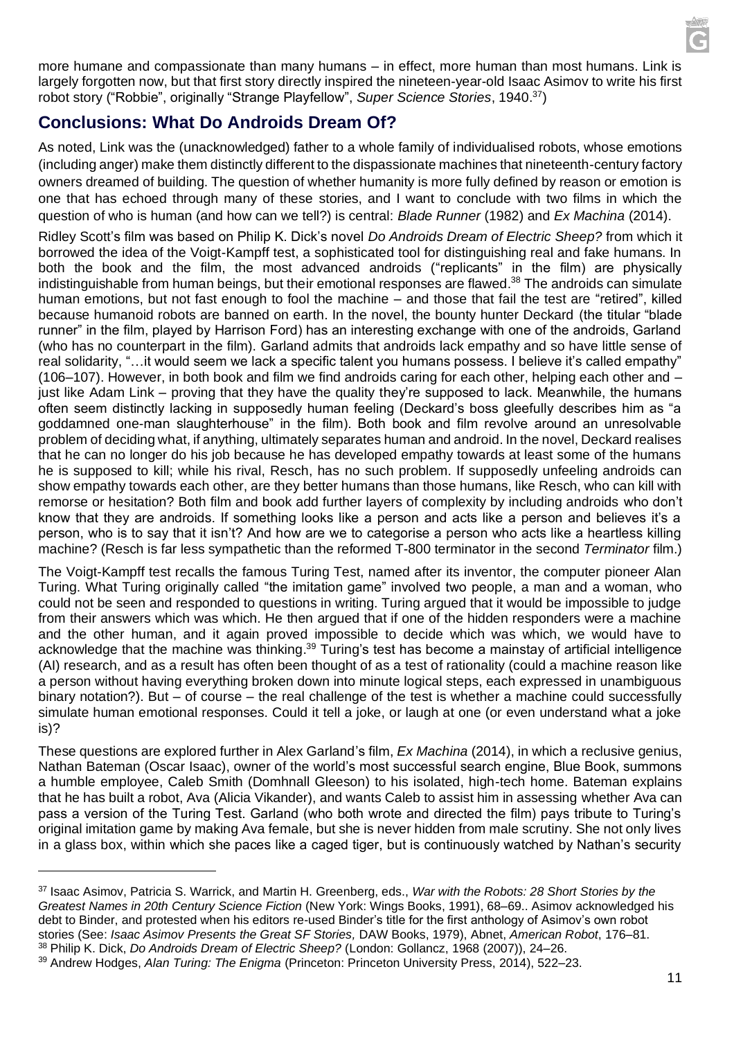more humane and compassionate than many humans – in effect, more human than most humans. Link is largely forgotten now, but that first story directly inspired the nineteen-year-old Isaac Asimov to write his first robot story ("Robbie", originally "Strange Playfellow", *Super Science Stories*, 1940.[37])

## Conclusions: What Do Androids Dream Of?

As noted, Link was the (unacknowledged) father to a whole family of individualised robots, whose emotions (including anger) make them distinctly different to the dispassionate machines that nineteenth-century factory owners dreamed of building. The question of whether humanity is more fully defined by reason or emotion is one that has echoed through many of these stories, and I want to conclude with two films in which the question of who is human (and how can we tell?) is central: *Blade Runner* (1982) and *Ex Machina* (2014).

Ridley Scott's film was based on Philip K. Dick's novel *Do Androids Dream of Electric Sheep?* from which it borrowed the idea of the Voigt-Kampff test, a sophisticated tool for distinguishing real and fake humans. In both the book and the film, the most advanced androids ("replicants" in the film) are physically indistinguishable from human beings, but their emotional responses are flawed.[38] The androids can simulate human emotions, but not fast enough to fool the machine – and those that fail the test are "retired", killed because humanoid robots are banned on earth. In the novel, the bounty hunter Deckard (the titular "blade runner" in the film, played by Harrison Ford) has an interesting exchange with one of the androids, Garland (who has no counterpart in the film). Garland admits that androids lack empathy and so have little sense of real solidarity, "…it would seem we lack a specific talent you humans possess. I believe it's called empathy" (106–107). However, in both book and film we find androids caring for each other, helping each other and – just like Adam Link – proving that they have the quality they're supposed to lack. Meanwhile, the humans often seem distinctly lacking in supposedly human feeling (Deckard's boss gleefully describes him as "a goddamned one-man slaughterhouse" in the film). Both book and film revolve around an unresolvable problem of deciding what, if anything, ultimately separates human and android. In the novel, Deckard realises that he can no longer do his job because he has developed empathy towards at least some of the humans he is supposed to kill; while his rival, Resch, has no such problem. If supposedly unfeeling androids can show empathy towards each other, are they better humans than those humans, like Resch, who can kill with remorse or hesitation? Both film and book add further layers of complexity by including androids who don't know that they are androids. If something looks like a person and acts like a person and believes it's a person, who is to say that it isn't? And how are we to categorise a person who acts like a heartless killing machine? (Resch is far less sympathetic than the reformed T-800 terminator in the second *Terminator* film.)

The Voigt-Kampff test recalls the famous Turing Test, named after its inventor, the computer pioneer Alan Turing. What Turing originally called "the imitation game" involved two people, a man and a woman, who could not be seen and responded to questions in writing. Turing argued that it would be impossible to judge from their answers which was which. He then argued that if one of the hidden responders were a machine and the other human, and it again proved impossible to decide which was which, we would have to acknowledge that the machine was thinking.[39] Turing's test has become a mainstay of artificial intelligence (AI) research, and as a result has often been thought of as a test of rationality (could a machine reason like a person without having everything broken down into minute logical steps, each expressed in unambiguous binary notation?). But – of course – the real challenge of the test is whether a machine could successfully simulate human emotional responses. Could it tell a joke, or laugh at one (or even understand what a joke is)?

These questions are explored further in Alex Garland's film, *Ex Machina* (2014), in which a reclusive genius, Nathan Bateman (Oscar Isaac), owner of the world's most successful search engine, Blue Book, summons a humble employee, Caleb Smith (Domhnall Gleeson) to his isolated, high-tech home. Bateman explains that he has built a robot, Ava (Alicia Vikander), and wants Caleb to assist him in assessing whether Ava can pass a version of the Turing Test. Garland (who both wrote and directed the film) pays tribute to Turing's original imitation game by making Ava female, but she is never hidden from male scrutiny. She not only lives in a glass box, within which she paces like a caged tiger, but is continuously watched by Nathan's security

---

[37] Isaac Asimov, Patricia S. Warrick, and Martin H. Greenberg, eds., *War with the Robots: 28 Short Stories by the Greatest Names in 20th Century Science Fiction* (New York: Wings Books, 1991), 68–69.. Asimov acknowledged his debt to Binder, and protested when his editors re-used Binder's title for the first anthology of Asimov's own robot stories (See: *Isaac Asimov Presents the Great SF Stories,* DAW Books, 1979), Abnet, *American Robot*, 176–81.

[38] Philip K. Dick, *Do Androids Dream of Electric Sheep?* (London: Gollancz, 1968 (2007)), 24–26.

[39] Andrew Hodges, *Alan Turing: The Enigma* (Princeton: Princeton University Press, 2014), 522–23.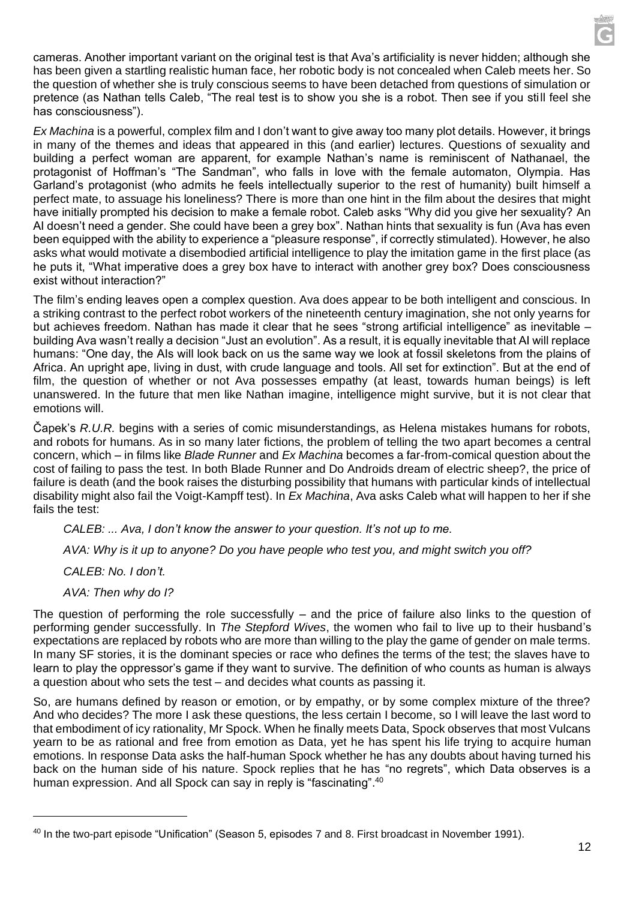cameras. Another important variant on the original test is that Ava's artificiality is never hidden; although she has been given a startling realistic human face, her robotic body is not concealed when Caleb meets her. So the question of whether she is truly conscious seems to have been detached from questions of simulation or pretence (as Nathan tells Caleb, "The real test is to show you she is a robot. Then see if you still feel she has consciousness").

*Ex Machina* is a powerful, complex film and I don't want to give away too many plot details. However, it brings in many of the themes and ideas that appeared in this (and earlier) lectures. Questions of sexuality and building a perfect woman are apparent, for example Nathan's name is reminiscent of Nathanael, the protagonist of Hoffman's "The Sandman", who falls in love with the female automaton, Olympia. Has Garland's protagonist (who admits he feels intellectually superior to the rest of humanity) built himself a perfect mate, to assuage his loneliness? There is more than one hint in the film about the desires that might have initially prompted his decision to make a female robot. Caleb asks "Why did you give her sexuality? An AI doesn't need a gender. She could have been a grey box". Nathan hints that sexuality is fun (Ava has even been equipped with the ability to experience a "pleasure response", if correctly stimulated). However, he also asks what would motivate a disembodied artificial intelligence to play the imitation game in the first place (as he puts it, "What imperative does a grey box have to interact with another grey box? Does consciousness exist without interaction?"

The film's ending leaves open a complex question. Ava does appear to be both intelligent and conscious. In a striking contrast to the perfect robot workers of the nineteenth century imagination, she not only yearns for but achieves freedom. Nathan has made it clear that he sees "strong artificial intelligence" as inevitable – building Ava wasn't really a decision "Just an evolution". As a result, it is equally inevitable that AI will replace humans: "One day, the AIs will look back on us the same way we look at fossil skeletons from the plains of Africa. An upright ape, living in dust, with crude language and tools. All set for extinction". But at the end of film, the question of whether or not Ava possesses empathy (at least, towards human beings) is left unanswered. In the future that men like Nathan imagine, intelligence might survive, but it is not clear that emotions will.

Čapek's *R.U.R.* begins with a series of comic misunderstandings, as Helena mistakes humans for robots, and robots for humans. As in so many later fictions, the problem of telling the two apart becomes a central concern, which – in films like *Blade Runner* and *Ex Machina* becomes a far-from-comical question about the cost of failing to pass the test. In both Blade Runner and Do Androids dream of electric sheep?, the price of failure is death (and the book raises the disturbing possibility that humans with particular kinds of intellectual disability might also fail the Voigt-Kampff test). In *Ex Machina*, Ava asks Caleb what will happen to her if she fails the test:

> *CALEB: ... Ava, I don't know the answer to your question. It's not up to me.*
>
> *AVA: Why is it up to anyone? Do you have people who test you, and might switch you off?*
>
> *CALEB: No. I don't.*
>
> *AVA: Then why do I?*

The question of performing the role successfully – and the price of failure also links to the question of performing gender successfully. In *The Stepford Wives*, the women who fail to live up to their husband's expectations are replaced by robots who are more than willing to the play the game of gender on male terms. In many SF stories, it is the dominant species or race who defines the terms of the test; the slaves have to learn to play the oppressor's game if they want to survive. The definition of who counts as human is always a question about who sets the test – and decides what counts as passing it.

So, are humans defined by reason or emotion, or by empathy, or by some complex mixture of the three? And who decides? The more I ask these questions, the less certain I become, so I will leave the last word to that embodiment of icy rationality, Mr Spock. When he finally meets Data, Spock observes that most Vulcans yearn to be as rational and free from emotion as Data, yet he has spent his life trying to acquire human emotions. In response Data asks the half-human Spock whether he has any doubts about having turned his back on the human side of his nature. Spock replies that he has "no regrets", which Data observes is a human expression. And all Spock can say in reply is "fascinating".[40]

---

[40] In the two-part episode "Unification" (Season 5, episodes 7 and 8. First broadcast in November 1991).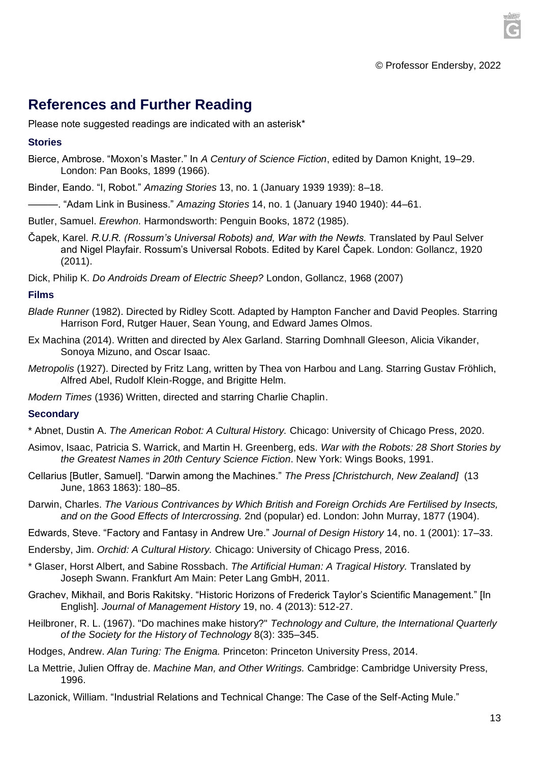© Professor Endersby, 2022

## References and Further Reading

Please note suggested readings are indicated with an asterisk*

### Stories

Bierce, Ambrose. "Moxon's Master." In *A Century of Science Fiction*, edited by Damon Knight, 19–29. London: Pan Books, 1899 (1966).

Binder, Eando. "I, Robot." *Amazing Stories* 13, no. 1 (January 1939 1939): 8–18.

———. "Adam Link in Business." *Amazing Stories* 14, no. 1 (January 1940 1940): 44–61.

Butler, Samuel. *Erewhon.* Harmondsworth: Penguin Books, 1872 (1985).

Čapek, Karel. *R.U.R. (Rossum's Universal Robots) and, War with the Newts.* Translated by Paul Selver and Nigel Playfair. Rossum's Universal Robots. Edited by Karel Čapek. London: Gollancz, 1920 (2011).

Dick, Philip K. *Do Androids Dream of Electric Sheep?* London, Gollancz, 1968 (2007)

### Films

*Blade Runner* (1982). Directed by Ridley Scott. Adapted by Hampton Fancher and David Peoples. Starring Harrison Ford, Rutger Hauer, Sean Young, and Edward James Olmos.

Ex Machina (2014). Written and directed by Alex Garland. Starring Domhnall Gleeson, Alicia Vikander, Sonoya Mizuno, and Oscar Isaac.

*Metropolis* (1927). Directed by Fritz Lang, written by Thea von Harbou and Lang. Starring Gustav Fröhlich, Alfred Abel, Rudolf Klein-Rogge, and Brigitte Helm.

*Modern Times* (1936) Written, directed and starring Charlie Chaplin.

### Secondary

* Abnet, Dustin A. *The American Robot: A Cultural History.* Chicago: University of Chicago Press, 2020.

Asimov, Isaac, Patricia S. Warrick, and Martin H. Greenberg, eds. *War with the Robots: 28 Short Stories by the Greatest Names in 20th Century Science Fiction*. New York: Wings Books, 1991.

Cellarius [Butler, Samuel]. "Darwin among the Machines." *The Press [Christchurch, New Zealand]* (13 June, 1863 1863): 180–85.

Darwin, Charles. *The Various Contrivances by Which British and Foreign Orchids Are Fertilised by Insects, and on the Good Effects of Intercrossing.* 2nd (popular) ed. London: John Murray, 1877 (1904).

Edwards, Steve. "Factory and Fantasy in Andrew Ure." *Journal of Design History* 14, no. 1 (2001): 17–33.

Endersby, Jim. *Orchid: A Cultural History.* Chicago: University of Chicago Press, 2016.

* Glaser, Horst Albert, and Sabine Rossbach. *The Artificial Human: A Tragical History.* Translated by Joseph Swann. Frankfurt Am Main: Peter Lang GmbH, 2011.

Grachev, Mikhail, and Boris Rakitsky. "Historic Horizons of Frederick Taylor's Scientific Management." [In English]. *Journal of Management History* 19, no. 4 (2013): 512-27.

Heilbroner, R. L. (1967). "Do machines make history?" *Technology and Culture, the International Quarterly of the Society for the History of Technology* 8(3): 335–345.

Hodges, Andrew. *Alan Turing: The Enigma.* Princeton: Princeton University Press, 2014.

La Mettrie, Julien Offray de. *Machine Man, and Other Writings.* Cambridge: Cambridge University Press, 1996.

Lazonick, William. "Industrial Relations and Technical Change: The Case of the Self-Acting Mule."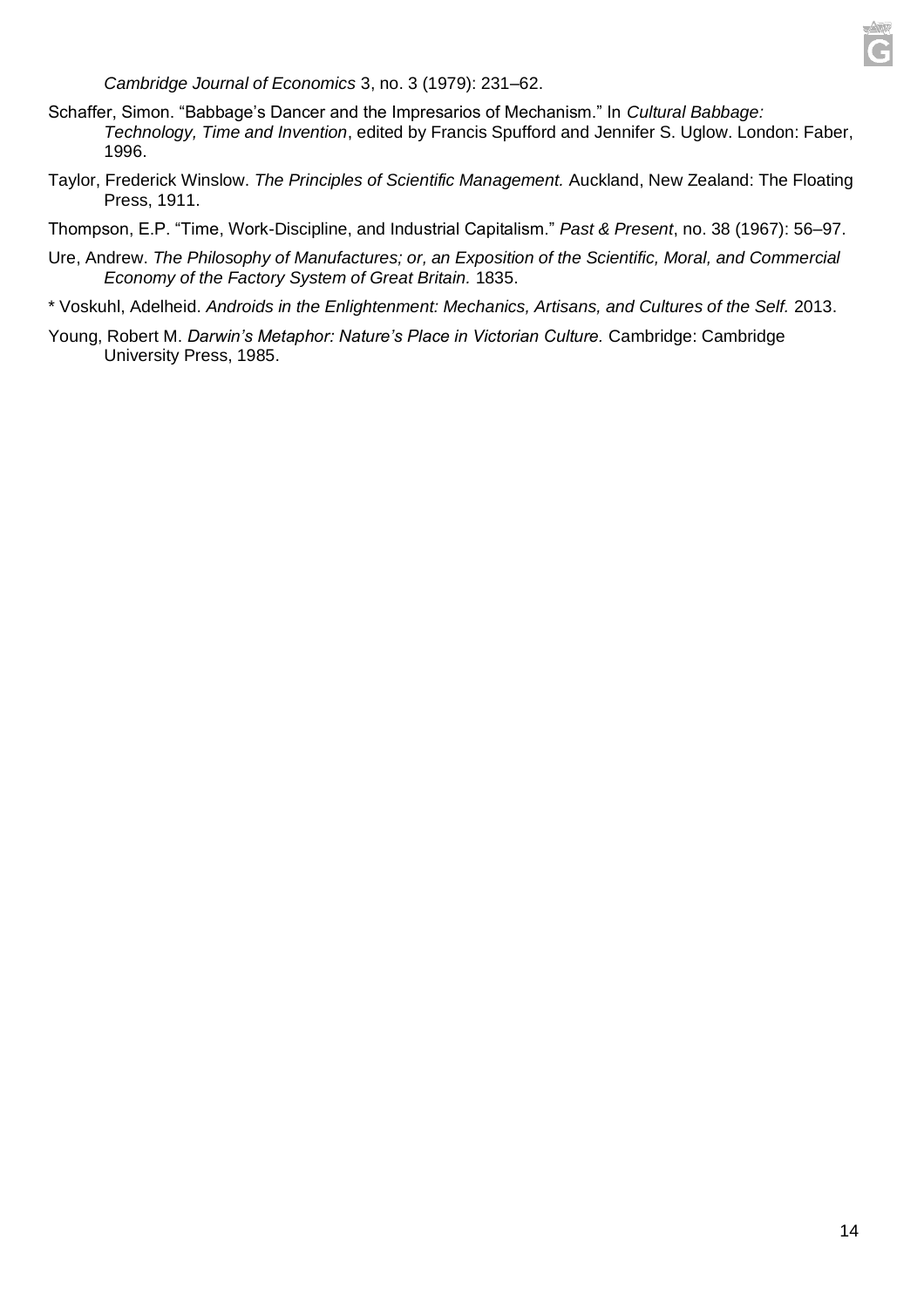*Cambridge Journal of Economics* 3, no. 3 (1979): 231–62.

Schaffer, Simon. "Babbage's Dancer and the Impresarios of Mechanism." In *Cultural Babbage: Technology, Time and Invention*, edited by Francis Spufford and Jennifer S. Uglow. London: Faber, 1996.

Taylor, Frederick Winslow. *The Principles of Scientific Management.* Auckland, New Zealand: The Floating Press, 1911.

Thompson, E.P. "Time, Work-Discipline, and Industrial Capitalism." *Past & Present*, no. 38 (1967): 56–97.

Ure, Andrew. *The Philosophy of Manufactures; or, an Exposition of the Scientific, Moral, and Commercial Economy of the Factory System of Great Britain.* 1835.

* Voskuhl, Adelheid. *Androids in the Enlightenment: Mechanics, Artisans, and Cultures of the Self.* 2013.

Young, Robert M. *Darwin's Metaphor: Nature's Place in Victorian Culture.* Cambridge: Cambridge University Press, 1985.